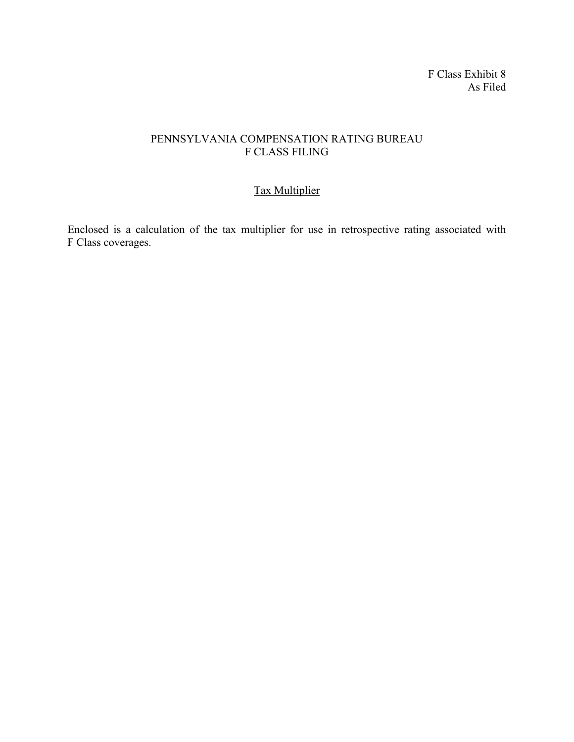F Class Exhibit 8
As Filed

# PENNSYLVANIA COMPENSATION RATING BUREAU
# F CLASS FILING

## Tax Multiplier

Enclosed is a calculation of the tax multiplier for use in retrospective rating associated with F Class coverages.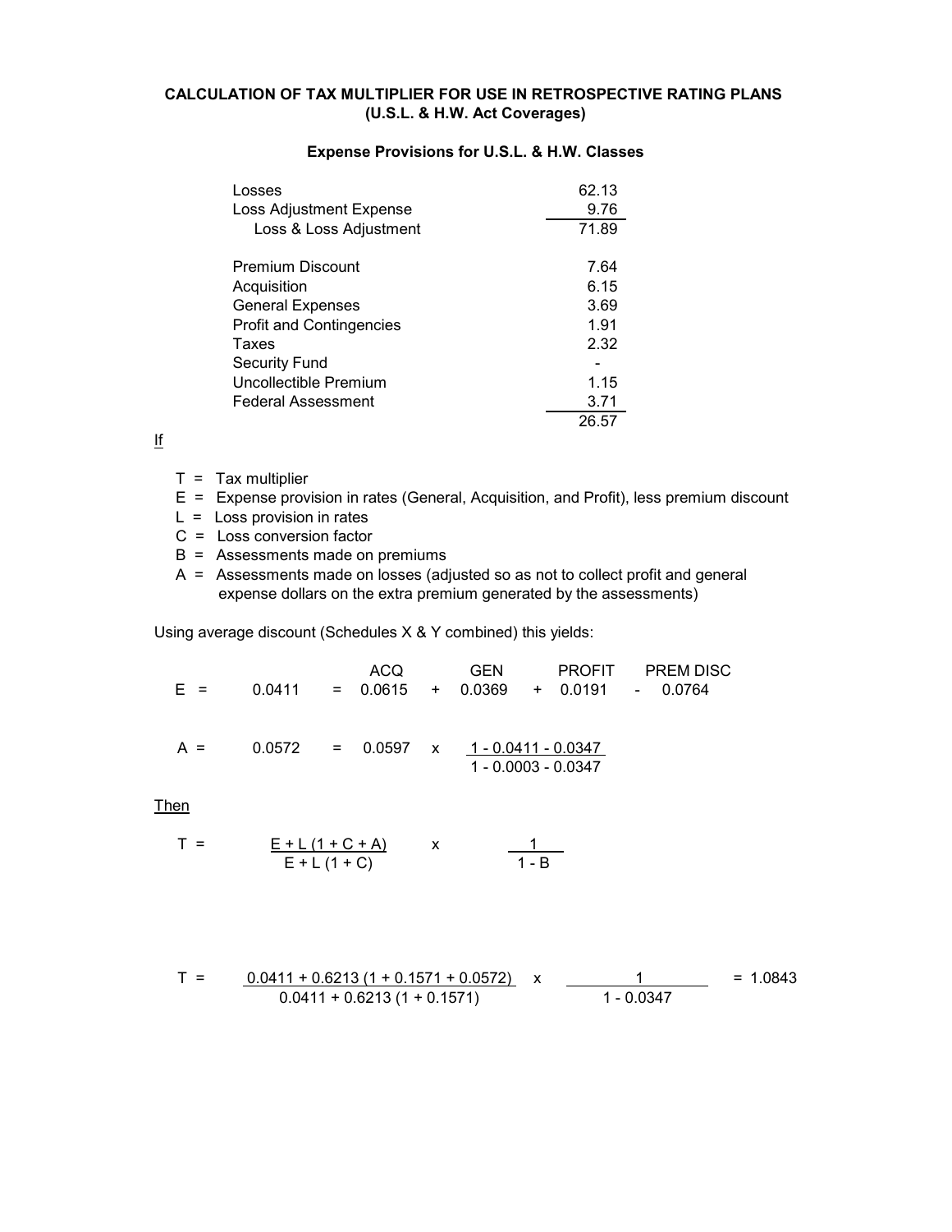## CALCULATION OF TAX MULTIPLIER FOR USE IN RETROSPECTIVE RATING PLANS (U.S.L. & H.W. Act Coverages)

### Expense Provisions for U.S.L. & H.W. Classes

| | |
|---|---|
| Losses | 62.13 |
| Loss Adjustment Expense | 9.76 |
| Loss & Loss Adjustment | 71.89 |
| | |
| Premium Discount | 7.64 |
| Acquisition | 6.15 |
| General Expenses | 3.69 |
| Profit and Contingencies | 1.91 |
| Taxes | 2.32 |
| Security Fund | - |
| Uncollectible Premium | 1.15 |
| Federal Assessment | 3.71 |
| | 26.57 |

If

- T = Tax multiplier
- E = Expense provision in rates (General, Acquisition, and Profit), less premium discount
- L = Loss provision in rates
- C = Loss conversion factor
- B = Assessments made on premiums
- A = Assessments made on losses (adjusted so as not to collect profit and general expense dollars on the extra premium generated by the assessments)

Using average discount (Schedules X & Y combined) this yields:

$$E = 0.0411 = \underset{\text{ACQ}}{0.0615} + \underset{\text{GEN}}{0.0369} + \underset{\text{PROFIT}}{0.0191} - \underset{\text{PREM DISC}}{0.0764}$$

$$A = 0.0572 = 0.0597 \times \frac{1 - 0.0411 - 0.0347}{1 - 0.0003 - 0.0347}$$

Then

$$T = \frac{E + L\,(1 + C + A)}{E + L\,(1 + C)} \times \frac{1}{1 - B}$$

$$T = \frac{0.0411 + 0.6213\,(1 + 0.1571 + 0.0572)}{0.0411 + 0.6213\,(1 + 0.1571)} \times \frac{1}{1 - 0.0347} = 1.0843$$